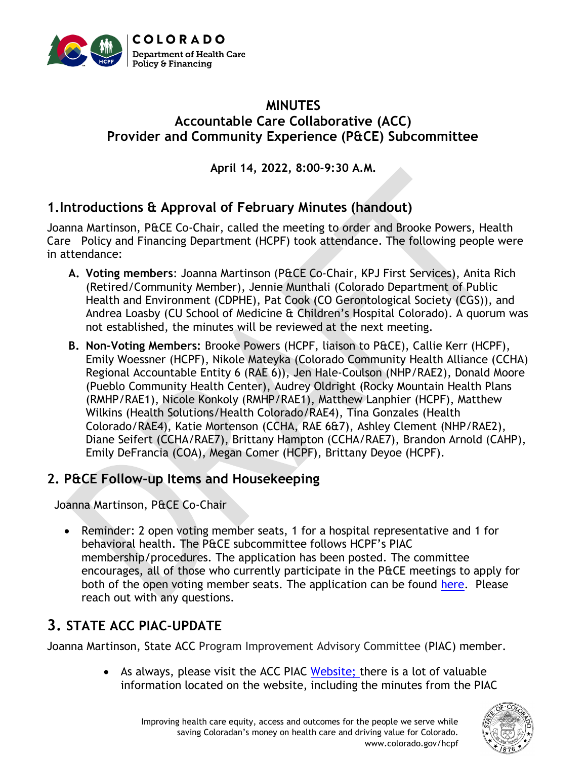# MINUTES
## Accountable Care Collaborative (ACC)
## Provider and Community Experience (P&CE) Subcommittee

**April 14, 2022, 8:00-9:30 A.M.**

## 1. Introductions & Approval of February Minutes (handout)

Joanna Martinson, P&CE Co-Chair, called the meeting to order and Brooke Powers, Health Care Policy and Financing Department (HCPF) took attendance. The following people were in attendance:

A. **Voting members**: Joanna Martinson (P&CE Co-Chair, KPJ First Services), Anita Rich (Retired/Community Member), Jennie Munthali (Colorado Department of Public Health and Environment (CDPHE), Pat Cook (CO Gerontological Society (CGS)), and Andrea Loasby (CU School of Medicine & Children's Hospital Colorado). A quorum was not established, the minutes will be reviewed at the next meeting.

B. **Non-Voting Members:** Brooke Powers (HCPF, liaison to P&CE), Callie Kerr (HCPF), Emily Woessner (HCPF), Nikole Mateyka (Colorado Community Health Alliance (CCHA) Regional Accountable Entity 6 (RAE 6)), Jen Hale-Coulson (NHP/RAE2), Donald Moore (Pueblo Community Health Center), Audrey Oldright (Rocky Mountain Health Plans (RMHP/RAE1), Nicole Konkoly (RMHP/RAE1), Matthew Lanphier (HCPF), Matthew Wilkins (Health Solutions/Health Colorado/RAE4), Tina Gonzales (Health Colorado/RAE4), Katie Mortenson (CCHA, RAE 6&7), Ashley Clement (NHP/RAE2), Diane Seifert (CCHA/RAE7), Brittany Hampton (CCHA/RAE7), Brandon Arnold (CAHP), Emily DeFrancia (COA), Megan Comer (HCPF), Brittany Deyoe (HCPF).

## 2. P&CE Follow-up Items and Housekeeping

Joanna Martinson, P&CE Co-Chair

- Reminder: 2 open voting member seats, 1 for a hospital representative and 1 for behavioral health. The P&CE subcommittee follows HCPF's PIAC membership/procedures. The application has been posted. The committee encourages, all of those who currently participate in the P&CE meetings to apply for both of the open voting member seats. The application can be found here. Please reach out with any questions.

## 3. STATE ACC PIAC-UPDATE

Joanna Martinson, State ACC Program Improvement Advisory Committee (PIAC) member.

- As always, please visit the ACC PIAC Website; there is a lot of valuable information located on the website, including the minutes from the PIAC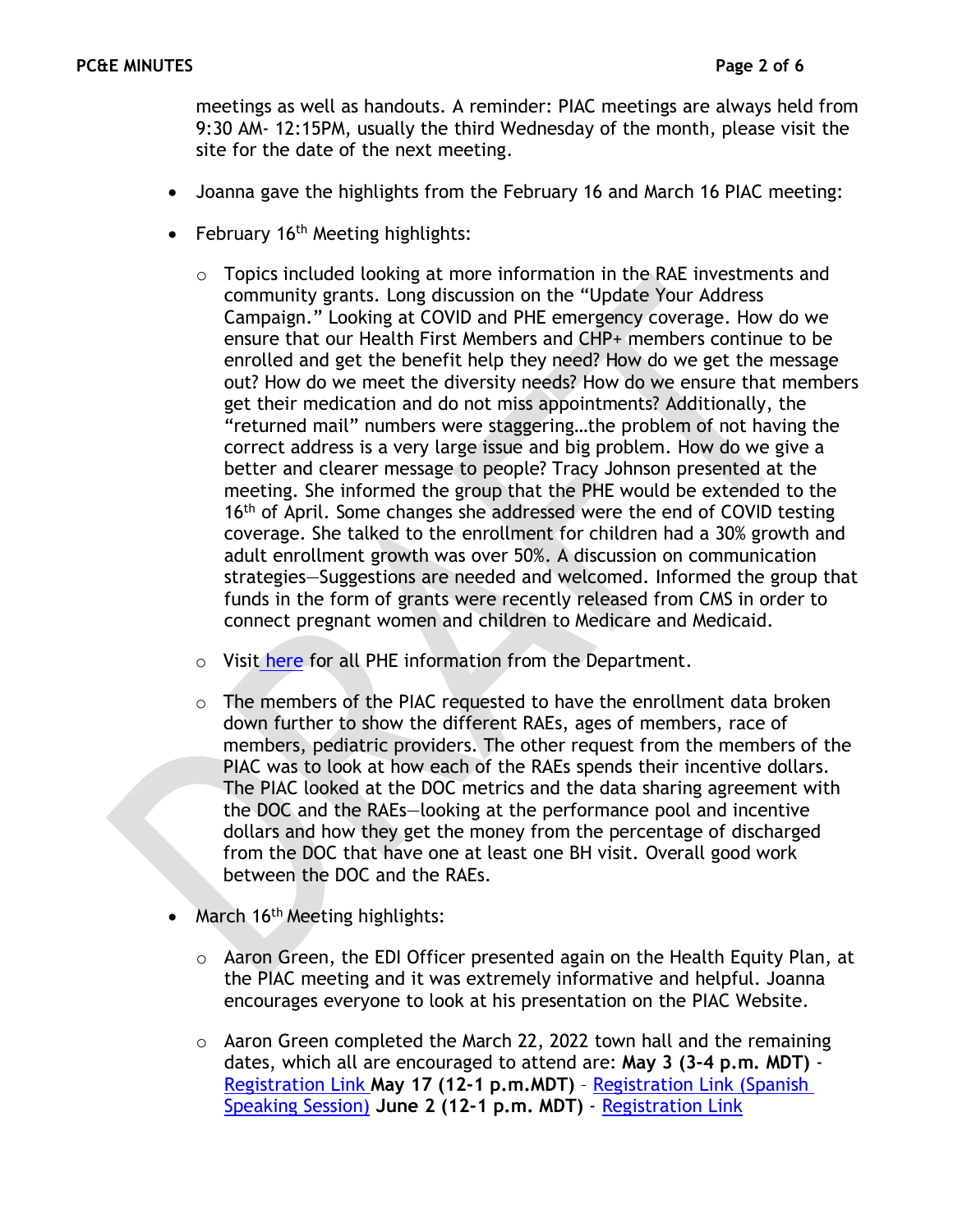meetings as well as handouts. A reminder: PIAC meetings are always held from 9:30 AM- 12:15PM, usually the third Wednesday of the month, please visit the site for the date of the next meeting.

- Joanna gave the highlights from the February 16 and March 16 PIAC meeting:
- February 16th Meeting highlights:
  - Topics included looking at more information in the RAE investments and community grants. Long discussion on the "Update Your Address Campaign." Looking at COVID and PHE emergency coverage. How do we ensure that our Health First Members and CHP+ members continue to be enrolled and get the benefit help they need? How do we get the message out? How do we meet the diversity needs? How do we ensure that members get their medication and do not miss appointments? Additionally, the "returned mail" numbers were staggering…the problem of not having the correct address is a very large issue and big problem. How do we give a better and clearer message to people? Tracy Johnson presented at the meeting. She informed the group that the PHE would be extended to the 16th of April. Some changes she addressed were the end of COVID testing coverage. She talked to the enrollment for children had a 30% growth and adult enrollment growth was over 50%. A discussion on communication strategies—Suggestions are needed and welcomed. Informed the group that funds in the form of grants were recently released from CMS in order to connect pregnant women and children to Medicare and Medicaid.
  - Visit here for all PHE information from the Department.
  - The members of the PIAC requested to have the enrollment data broken down further to show the different RAEs, ages of members, race of members, pediatric providers. The other request from the members of the PIAC was to look at how each of the RAEs spends their incentive dollars. The PIAC looked at the DOC metrics and the data sharing agreement with the DOC and the RAEs—looking at the performance pool and incentive dollars and how they get the money from the percentage of discharged from the DOC that have one at least one BH visit. Overall good work between the DOC and the RAEs.
- March 16th Meeting highlights:
  - Aaron Green, the EDI Officer presented again on the Health Equity Plan, at the PIAC meeting and it was extremely informative and helpful. Joanna encourages everyone to look at his presentation on the PIAC Website.
  - Aaron Green completed the March 22, 2022 town hall and the remaining dates, which all are encouraged to attend are: **May 3 (3-4 p.m. MDT)** - Registration Link **May 17 (12-1 p.m.MDT)** – Registration Link (Spanish Speaking Session) **June 2 (12-1 p.m. MDT)** - Registration Link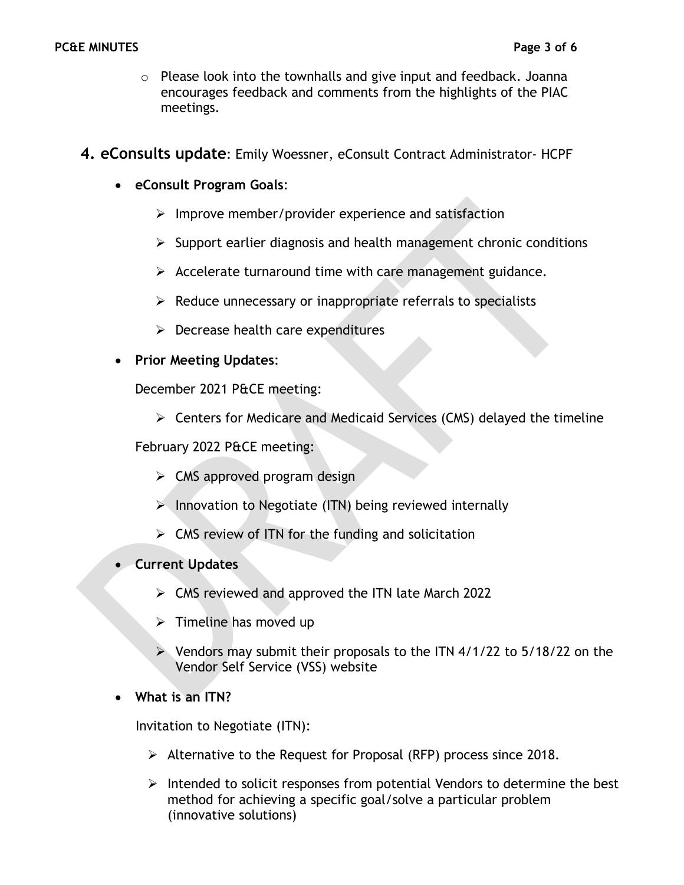- Please look into the townhalls and give input and feedback. Joanna encourages feedback and comments from the highlights of the PIAC meetings.

## 4. eConsults update: Emily Woessner, eConsult Contract Administrator- HCPF

- **eConsult Program Goals**:
  - Improve member/provider experience and satisfaction
  - Support earlier diagnosis and health management chronic conditions
  - Accelerate turnaround time with care management guidance.
  - Reduce unnecessary or inappropriate referrals to specialists
  - Decrease health care expenditures
- **Prior Meeting Updates**:

  December 2021 P&CE meeting:

  - Centers for Medicare and Medicaid Services (CMS) delayed the timeline

  February 2022 P&CE meeting:

  - CMS approved program design
  - Innovation to Negotiate (ITN) being reviewed internally
  - CMS review of ITN for the funding and solicitation
- **Current Updates**
  - CMS reviewed and approved the ITN late March 2022
  - Timeline has moved up
  - Vendors may submit their proposals to the ITN 4/1/22 to 5/18/22 on the Vendor Self Service (VSS) website
- **What is an ITN?**

  Invitation to Negotiate (ITN):

  - Alternative to the Request for Proposal (RFP) process since 2018.
  - Intended to solicit responses from potential Vendors to determine the best method for achieving a specific goal/solve a particular problem (innovative solutions)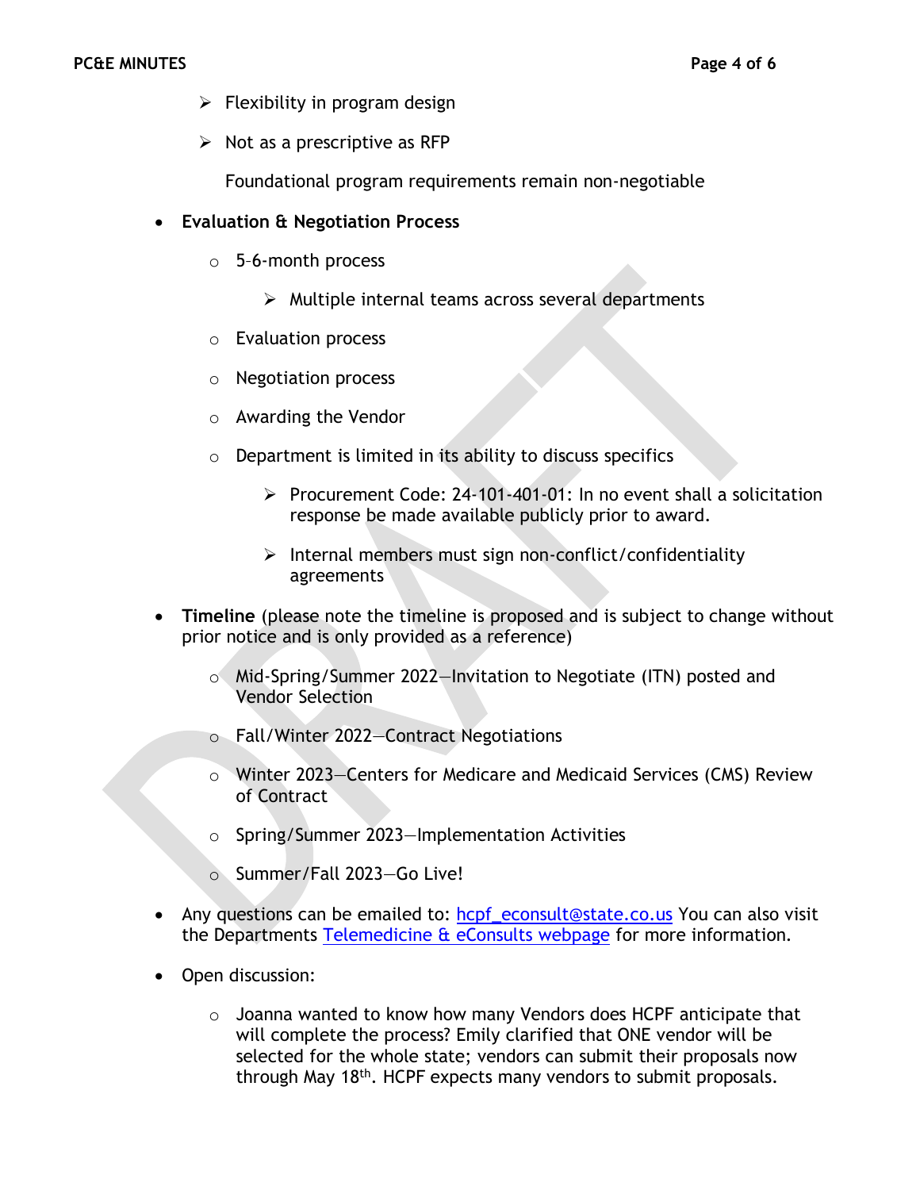- Flexibility in program design
   - Not as a prescriptive as RFP

   Foundational program requirements remain non-negotiable

- **Evaluation & Negotiation Process**
  - 5-6-month process
    - Multiple internal teams across several departments
  - Evaluation process
  - Negotiation process
  - Awarding the Vendor
  - Department is limited in its ability to discuss specifics
    - Procurement Code: 24-101-401-01: In no event shall a solicitation response be made available publicly prior to award.
    - Internal members must sign non-conflict/confidentiality agreements
- **Timeline** (please note the timeline is proposed and is subject to change without prior notice and is only provided as a reference)
  - Mid-Spring/Summer 2022—Invitation to Negotiate (ITN) posted and Vendor Selection
  - Fall/Winter 2022—Contract Negotiations
  - Winter 2023—Centers for Medicare and Medicaid Services (CMS) Review of Contract
  - Spring/Summer 2023—Implementation Activities
  - Summer/Fall 2023—Go Live!
- Any questions can be emailed to: hcpf_econsult@state.co.us You can also visit the Departments Telemedicine & eConsults webpage for more information.
- Open discussion:
  - Joanna wanted to know how many Vendors does HCPF anticipate that will complete the process? Emily clarified that ONE vendor will be selected for the whole state; vendors can submit their proposals now through May 18th. HCPF expects many vendors to submit proposals.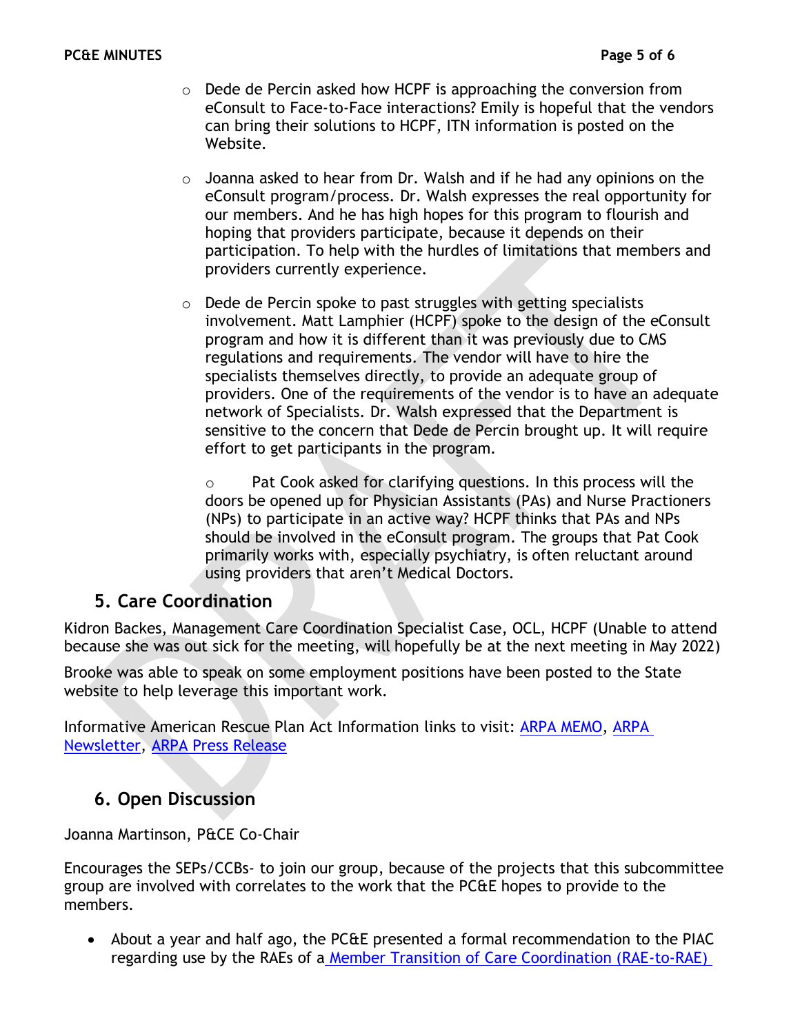- Dede de Percin asked how HCPF is approaching the conversion from eConsult to Face-to-Face interactions? Emily is hopeful that the vendors can bring their solutions to HCPF, ITN information is posted on the Website.

- Joanna asked to hear from Dr. Walsh and if he had any opinions on the eConsult program/process. Dr. Walsh expresses the real opportunity for our members. And he has high hopes for this program to flourish and hoping that providers participate, because it depends on their participation. To help with the hurdles of limitations that members and providers currently experience.

- Dede de Percin spoke to past struggles with getting specialists involvement. Matt Lamphier (HCPF) spoke to the design of the eConsult program and how it is different than it was previously due to CMS regulations and requirements. The vendor will have to hire the specialists themselves directly, to provide an adequate group of providers. One of the requirements of the vendor is to have an adequate network of Specialists. Dr. Walsh expressed that the Department is sensitive to the concern that Dede de Percin brought up. It will require effort to get participants in the program.

  - Pat Cook asked for clarifying questions. In this process will the doors be opened up for Physician Assistants (PAs) and Nurse Practioners (NPs) to participate in an active way? HCPF thinks that PAs and NPs should be involved in the eConsult program. The groups that Pat Cook primarily works with, especially psychiatry, is often reluctant around using providers that aren't Medical Doctors.

## 5. Care Coordination

Kidron Backes, Management Care Coordination Specialist Case, OCL, HCPF (Unable to attend because she was out sick for the meeting, will hopefully be at the next meeting in May 2022)

Brooke was able to speak on some employment positions have been posted to the State website to help leverage this important work.

Informative American Rescue Plan Act Information links to visit: ARPA MEMO, ARPA Newsletter, ARPA Press Release

## 6. Open Discussion

Joanna Martinson, P&CE Co-Chair

Encourages the SEPs/CCBs- to join our group, because of the projects that this subcommittee group are involved with correlates to the work that the PC&E hopes to provide to the members.

- About a year and half ago, the PC&E presented a formal recommendation to the PIAC regarding use by the RAEs of a Member Transition of Care Coordination (RAE-to-RAE)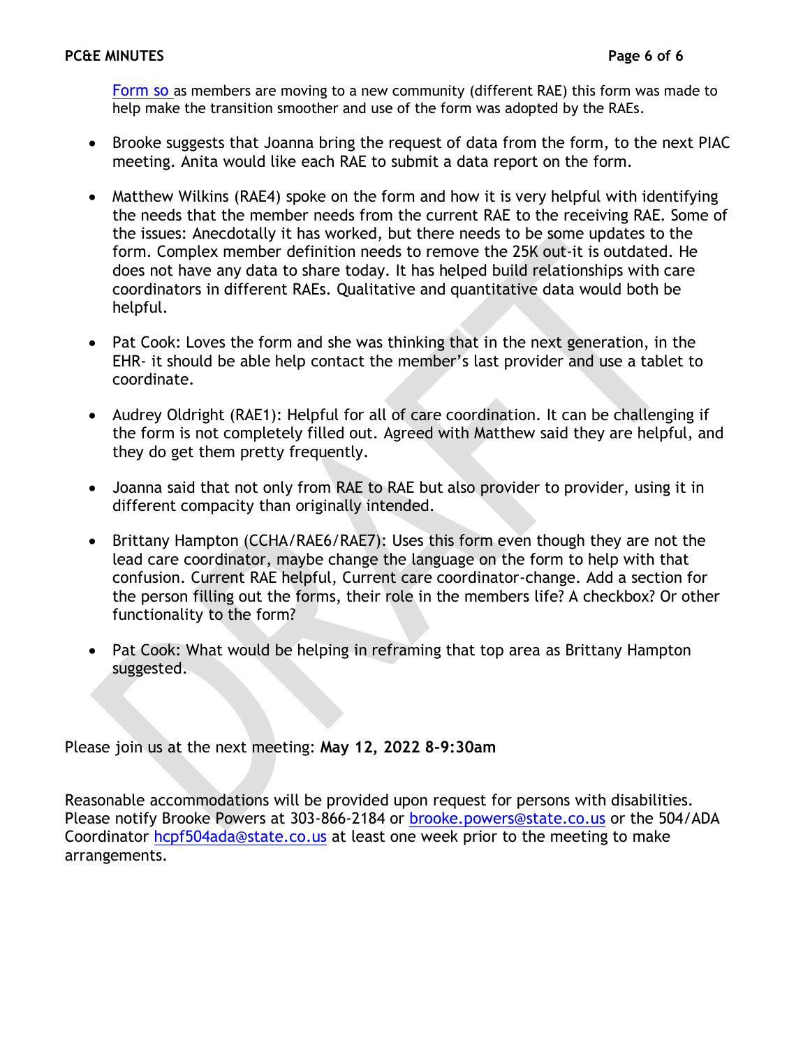Form so as members are moving to a new community (different RAE) this form was made to help make the transition smoother and use of the form was adopted by the RAEs.

- Brooke suggests that Joanna bring the request of data from the form, to the next PIAC meeting. Anita would like each RAE to submit a data report on the form.
- Matthew Wilkins (RAE4) spoke on the form and how it is very helpful with identifying the needs that the member needs from the current RAE to the receiving RAE. Some of the issues: Anecdotally it has worked, but there needs to be some updates to the form. Complex member definition needs to remove the 25K out-it is outdated. He does not have any data to share today. It has helped build relationships with care coordinators in different RAEs. Qualitative and quantitative data would both be helpful.
- Pat Cook: Loves the form and she was thinking that in the next generation, in the EHR- it should be able help contact the member's last provider and use a tablet to coordinate.
- Audrey Oldright (RAE1): Helpful for all of care coordination. It can be challenging if the form is not completely filled out. Agreed with Matthew said they are helpful, and they do get them pretty frequently.
- Joanna said that not only from RAE to RAE but also provider to provider, using it in different compacity than originally intended.
- Brittany Hampton (CCHA/RAE6/RAE7): Uses this form even though they are not the lead care coordinator, maybe change the language on the form to help with that confusion. Current RAE helpful, Current care coordinator-change. Add a section for the person filling out the forms, their role in the members life? A checkbox? Or other functionality to the form?
- Pat Cook: What would be helping in reframing that top area as Brittany Hampton suggested.

Please join us at the next meeting: **May 12, 2022 8-9:30am**

Reasonable accommodations will be provided upon request for persons with disabilities. Please notify Brooke Powers at 303-866-2184 or brooke.powers@state.co.us or the 504/ADA Coordinator hcpf504ada@state.co.us at least one week prior to the meeting to make arrangements.